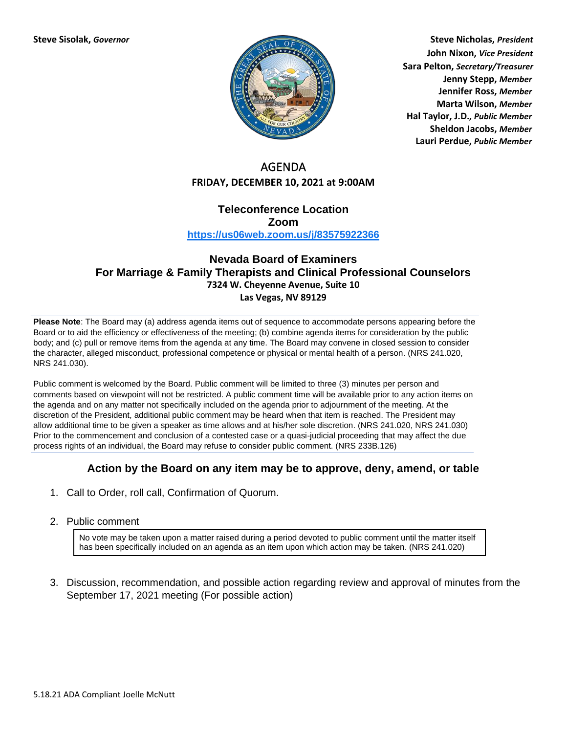**Steve Sisolak,** ***Governor***

**Steve Nicholas,** ***President***
**John Nixon,** ***Vice President***
**Sara Pelton,** ***Secretary/Treasurer***
**Jenny Stepp,** ***Member***
**Jennifer Ross,** ***Member***
**Marta Wilson,** ***Member***
**Hal Taylor, J.D.,** ***Public Member***
**Sheldon Jacobs,** ***Member***
**Lauri Perdue,** ***Public Member***

# AGENDA

**FRIDAY, DECEMBER 10, 2021 at 9:00AM**

## Teleconference Location
## Zoom

**https://us06web.zoom.us/j/83575922366**

## Nevada Board of Examiners
## For Marriage & Family Therapists and Clinical Professional Counselors

**7324 W. Cheyenne Avenue, Suite 10**
**Las Vegas, NV 89129**

**Please Note**: The Board may (a) address agenda items out of sequence to accommodate persons appearing before the Board or to aid the efficiency or effectiveness of the meeting; (b) combine agenda items for consideration by the public body; and (c) pull or remove items from the agenda at any time. The Board may convene in closed session to consider the character, alleged misconduct, professional competence or physical or mental health of a person. (NRS 241.020, NRS 241.030).

Public comment is welcomed by the Board. Public comment will be limited to three (3) minutes per person and comments based on viewpoint will not be restricted. A public comment time will be available prior to any action items on the agenda and on any matter not specifically included on the agenda prior to adjournment of the meeting. At the discretion of the President, additional public comment may be heard when that item is reached. The President may allow additional time to be given a speaker as time allows and at his/her sole discretion. (NRS 241.020, NRS 241.030) Prior to the commencement and conclusion of a contested case or a quasi-judicial proceeding that may affect the due process rights of an individual, the Board may refuse to consider public comment. (NRS 233B.126)

### Action by the Board on any item may be to approve, deny, amend, or table

1. Call to Order, roll call, Confirmation of Quorum.

2. Public comment

   No vote may be taken upon a matter raised during a period devoted to public comment until the matter itself has been specifically included on an agenda as an item upon which action may be taken. (NRS 241.020)

3. Discussion, recommendation, and possible action regarding review and approval of minutes from the September 17, 2021 meeting (For possible action)

5.18.21 ADA Compliant Joelle McNutt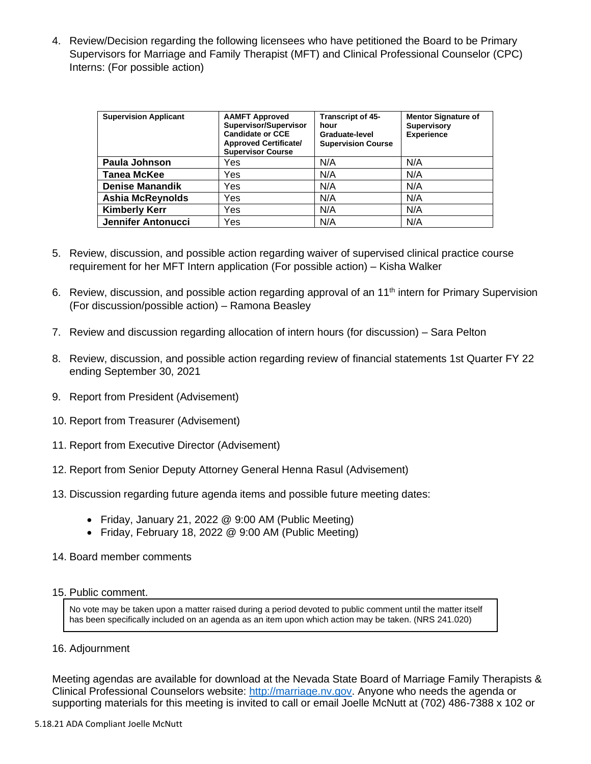4. Review/Decision regarding the following licensees who have petitioned the Board to be Primary Supervisors for Marriage and Family Therapist (MFT) and Clinical Professional Counselor (CPC) Interns: (For possible action)

| Supervision Applicant | AAMFT Approved Supervisor/Supervisor Candidate or CCE Approved Certificate/ Supervisor Course | Transcript of 45-hour Graduate-level Supervision Course | Mentor Signature of Supervisory Experience |
|---|---|---|---|
| **Paula Johnson** | Yes | N/A | N/A |
| **Tanea McKee** | Yes | N/A | N/A |
| **Denise Manandik** | Yes | N/A | N/A |
| **Ashia McReynolds** | Yes | N/A | N/A |
| **Kimberly Kerr** | Yes | N/A | N/A |
| **Jennifer Antonucci** | Yes | N/A | N/A |

5. Review, discussion, and possible action regarding waiver of supervised clinical practice course requirement for her MFT Intern application (For possible action) – Kisha Walker

6. Review, discussion, and possible action regarding approval of an 11th intern for Primary Supervision (For discussion/possible action) – Ramona Beasley

7. Review and discussion regarding allocation of intern hours (for discussion) – Sara Pelton

8. Review, discussion, and possible action regarding review of financial statements 1st Quarter FY 22 ending September 30, 2021

9. Report from President (Advisement)

10. Report from Treasurer (Advisement)

11. Report from Executive Director (Advisement)

12. Report from Senior Deputy Attorney General Henna Rasul (Advisement)

13. Discussion regarding future agenda items and possible future meeting dates:

    - Friday, January 21, 2022 @ 9:00 AM (Public Meeting)
    - Friday, February 18, 2022 @ 9:00 AM (Public Meeting)

14. Board member comments

15. Public comment.

> No vote may be taken upon a matter raised during a period devoted to public comment until the matter itself has been specifically included on an agenda as an item upon which action may be taken. (NRS 241.020)

16. Adjournment

Meeting agendas are available for download at the Nevada State Board of Marriage Family Therapists & Clinical Professional Counselors website: [http://marriage.nv.gov](http://marriage.nv.gov). Anyone who needs the agenda or supporting materials for this meeting is invited to call or email Joelle McNutt at (702) 486-7388 x 102 or

5.18.21 ADA Compliant Joelle McNutt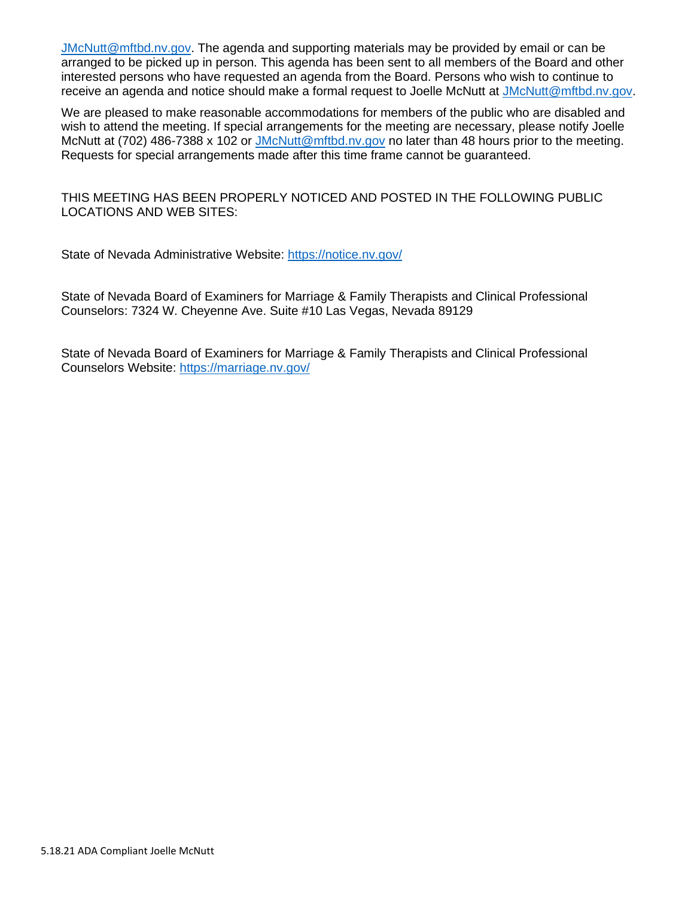JMcNutt@mftbd.nv.gov. The agenda and supporting materials may be provided by email or can be arranged to be picked up in person. This agenda has been sent to all members of the Board and other interested persons who have requested an agenda from the Board. Persons who wish to continue to receive an agenda and notice should make a formal request to Joelle McNutt at JMcNutt@mftbd.nv.gov.

We are pleased to make reasonable accommodations for members of the public who are disabled and wish to attend the meeting. If special arrangements for the meeting are necessary, please notify Joelle McNutt at (702) 486-7388 x 102 or JMcNutt@mftbd.nv.gov no later than 48 hours prior to the meeting. Requests for special arrangements made after this time frame cannot be guaranteed.

THIS MEETING HAS BEEN PROPERLY NOTICED AND POSTED IN THE FOLLOWING PUBLIC LOCATIONS AND WEB SITES:

State of Nevada Administrative Website: https://notice.nv.gov/

State of Nevada Board of Examiners for Marriage & Family Therapists and Clinical Professional Counselors: 7324 W. Cheyenne Ave. Suite #10 Las Vegas, Nevada 89129

State of Nevada Board of Examiners for Marriage & Family Therapists and Clinical Professional Counselors Website: https://marriage.nv.gov/

5.18.21 ADA Compliant Joelle McNutt